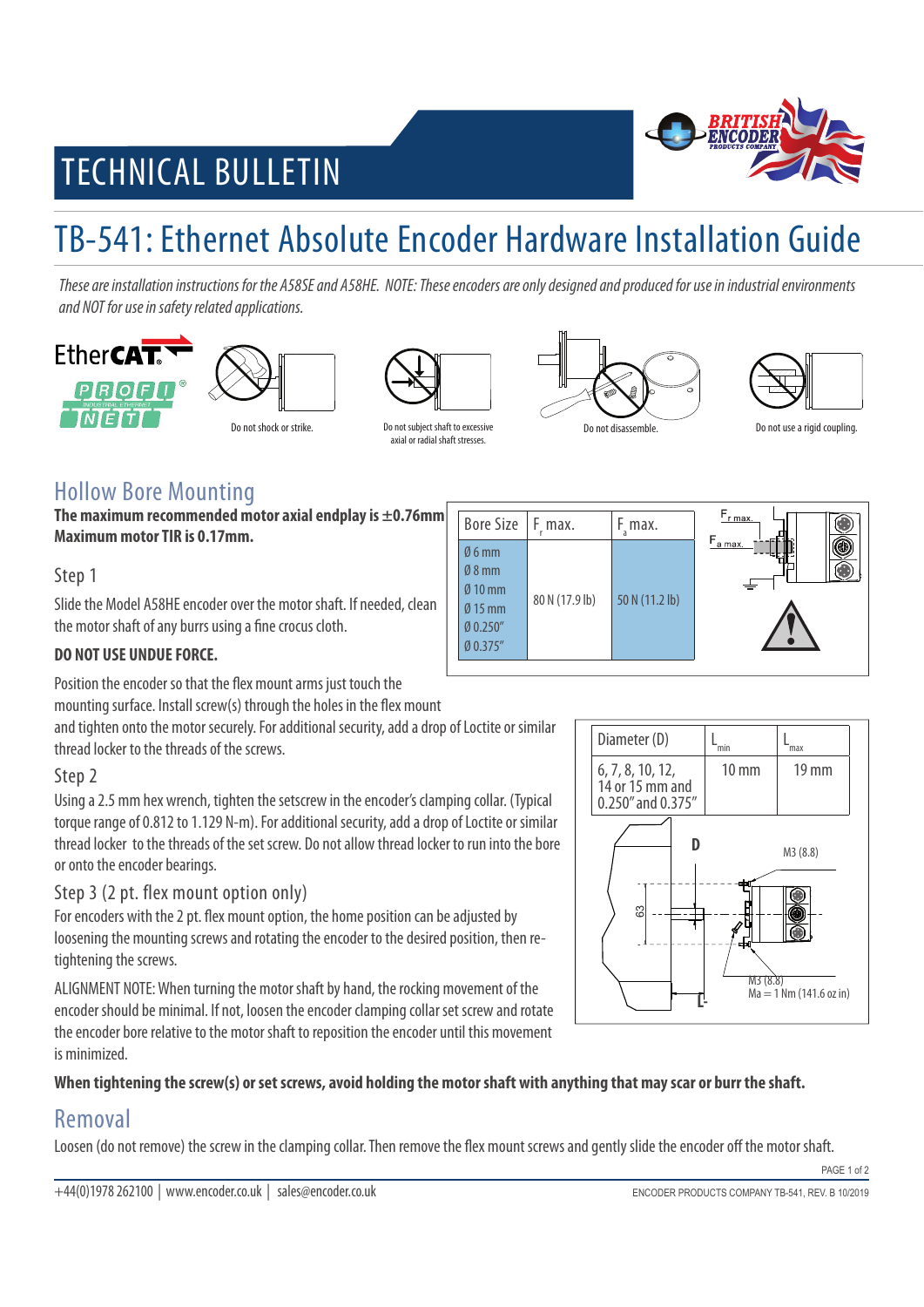# TECHNICAL BULLETIN

# TB-541: Ethernet Absolute Encoder Hardware Installation Guide

*These are installation instructions for the A58SE and A58HE. NOTE: These encoders are only designed and produced for use in industrial environments and NOT for use in safety related applications.*

Do not shock or strike.

Do not subject shaft to excessive axial or radial shaft stresses.

Do not disassemble.

Do not use a rigid coupling.

## Hollow Bore Mounting

**The maximum recommended motor axial endplay is ±0.76mm Maximum motor TIR is 0.17mm.**

| Bore Size | $F_r$ max. | $F_a$ max. |
|---|---|---|
| Ø 6 mm<br>Ø 8 mm<br>Ø 10 mm<br>Ø 15 mm<br>Ø 0.250"<br>Ø 0.375" | 80 N (17.9 lb) | 50 N (11.2 lb) |

### Step 1

Slide the Model A58HE encoder over the motor shaft. If needed, clean the motor shaft of any burrs using a fine crocus cloth.

**DO NOT USE UNDUE FORCE.**

Position the encoder so that the flex mount arms just touch the mounting surface. Install screw(s) through the holes in the flex mount and tighten onto the motor securely. For additional security, add a drop of Loctite or similar thread locker to the threads of the screws.

### Step 2

Using a 2.5 mm hex wrench, tighten the setscrew in the encoder's clamping collar. (Typical torque range of 0.812 to 1.129 N-m). For additional security, add a drop of Loctite or similar thread locker to the threads of the set screw. Do not allow thread locker to run into the bore or onto the encoder bearings.

| Diameter (D) | $L_{min}$ | $L_{max}$ |
|---|---|---|
| 6, 7, 8, 10, 12, 14 or 15 mm and 0.250" and 0.375" | 10 mm | 19 mm |

D

M3 (8.8)

63

M3 (8.8)
Ma = 1 Nm (141.6 oz in)

L

### Step 3 (2 pt. flex mount option only)

For encoders with the 2 pt. flex mount option, the home position can be adjusted by loosening the mounting screws and rotating the encoder to the desired position, then re-tightening the screws.

ALIGNMENT NOTE: When turning the motor shaft by hand, the rocking movement of the encoder should be minimal. If not, loosen the encoder clamping collar set screw and rotate the encoder bore relative to the motor shaft to reposition the encoder until this movement is minimized.

**When tightening the screw(s) or set screws, avoid holding the motor shaft with anything that may scar or burr the shaft.**

## Removal

Loosen (do not remove) the screw in the clamping collar. Then remove the flex mount screws and gently slide the encoder off the motor shaft.

+44(0)1978 262100 | www.encoder.co.uk | sales@encoder.co.uk

ENCODER PRODUCTS COMPANY TB-541, REV. B 10/2019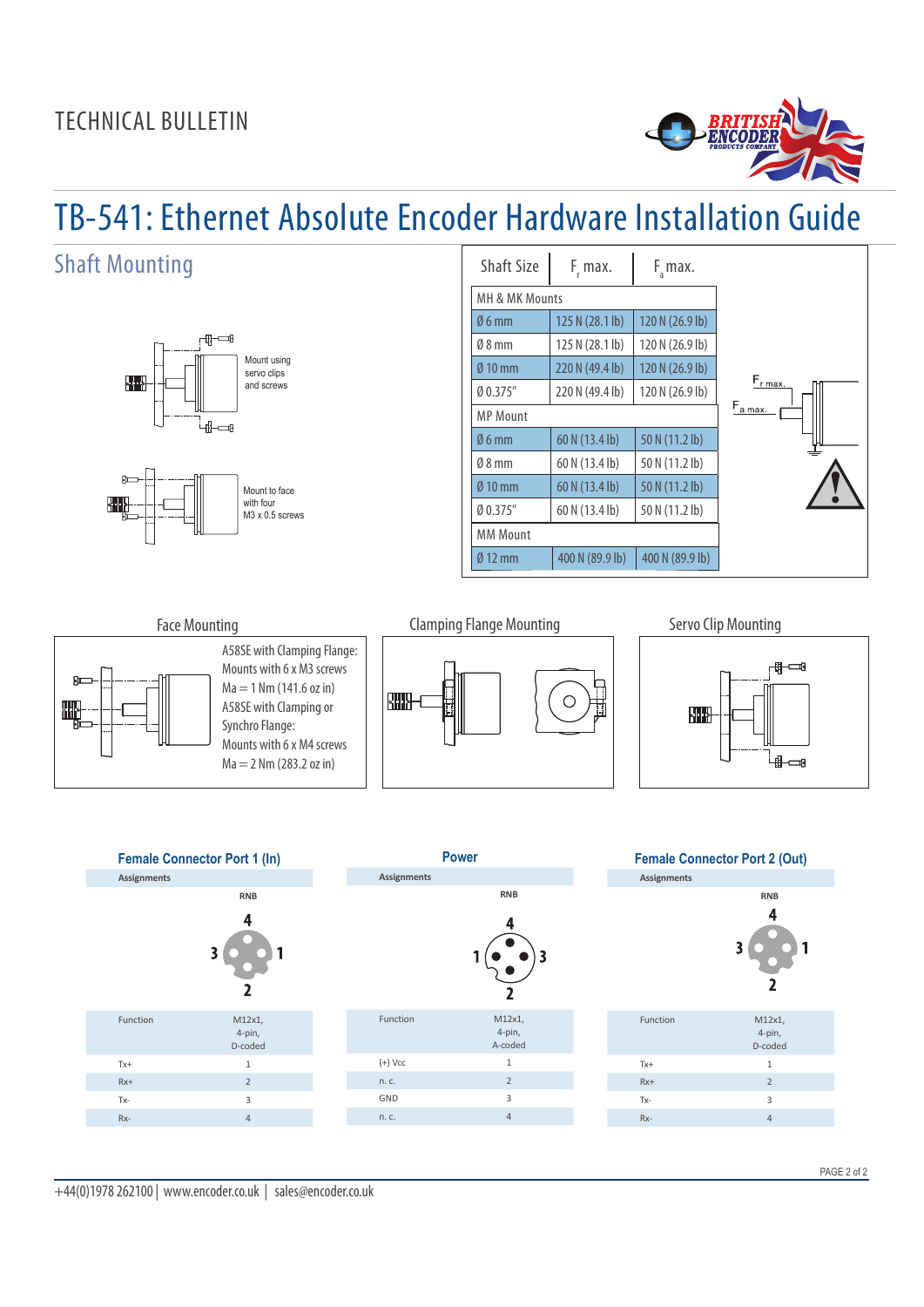TECHNICAL BULLETIN

# TB-541: Ethernet Absolute Encoder Hardware Installation Guide

## Shaft Mounting

Mount using servo clips and screws

Mount to face with four M3 x 0.5 screws

| Shaft Size | $F_r$ max. | $F_a$ max. |
|---|---|---|
| MH & MK Mounts | | |
| Ø 6 mm | 125 N (28.1 lb) | 120 N (26.9 lb) |
| Ø 8 mm | 125 N (28.1 lb) | 120 N (26.9 lb) |
| Ø 10 mm | 220 N (49.4 lb) | 120 N (26.9 lb) |
| Ø 0.375" | 220 N (49.4 lb) | 120 N (26.9 lb) |
| MP Mount | | |
| Ø 6 mm | 60 N (13.4 lb) | 50 N (11.2 lb) |
| Ø 8 mm | 60 N (13.4 lb) | 50 N (11.2 lb) |
| Ø 10 mm | 60 N (13.4 lb) | 50 N (11.2 lb) |
| Ø 0.375" | 60 N (13.4 lb) | 50 N (11.2 lb) |
| MM Mount | | |
| Ø 12 mm | 400 N (89.9 lb) | 400 N (89.9 lb) |

$F_r$ max.

$F_a$ max.

### Face Mounting

A58SE with Clamping Flange:
Mounts with 6 x M3 screws
Ma = 1 Nm (141.6 oz in)
A58SE with Clamping or Synchro Flange:
Mounts with 6 x M4 screws
Ma = 2 Nm (283.2 oz in)

### Clamping Flange Mounting

### Servo Clip Mounting

### Female Connector Port 1 (In)

| Assignments | RNB |
|---|---|
| Function | M12x1, 4-pin, D-coded |
| Tx+ | 1 |
| Rx+ | 2 |
| Tx- | 3 |
| Rx- | 4 |

### Power

| Assignments | RNB |
|---|---|
| Function | M12x1, 4-pin, A-coded |
| (+) Vcc | 1 |
| n. c. | 2 |
| GND | 3 |
| n. c. | 4 |

### Female Connector Port 2 (Out)

| Assignments | RNB |
|---|---|
| Function | M12x1, 4-pin, D-coded |
| Tx+ | 1 |
| Rx+ | 2 |
| Tx- | 3 |
| Rx- | 4 |

+44(0)1978 262100 | www.encoder.co.uk | sales@encoder.co.uk